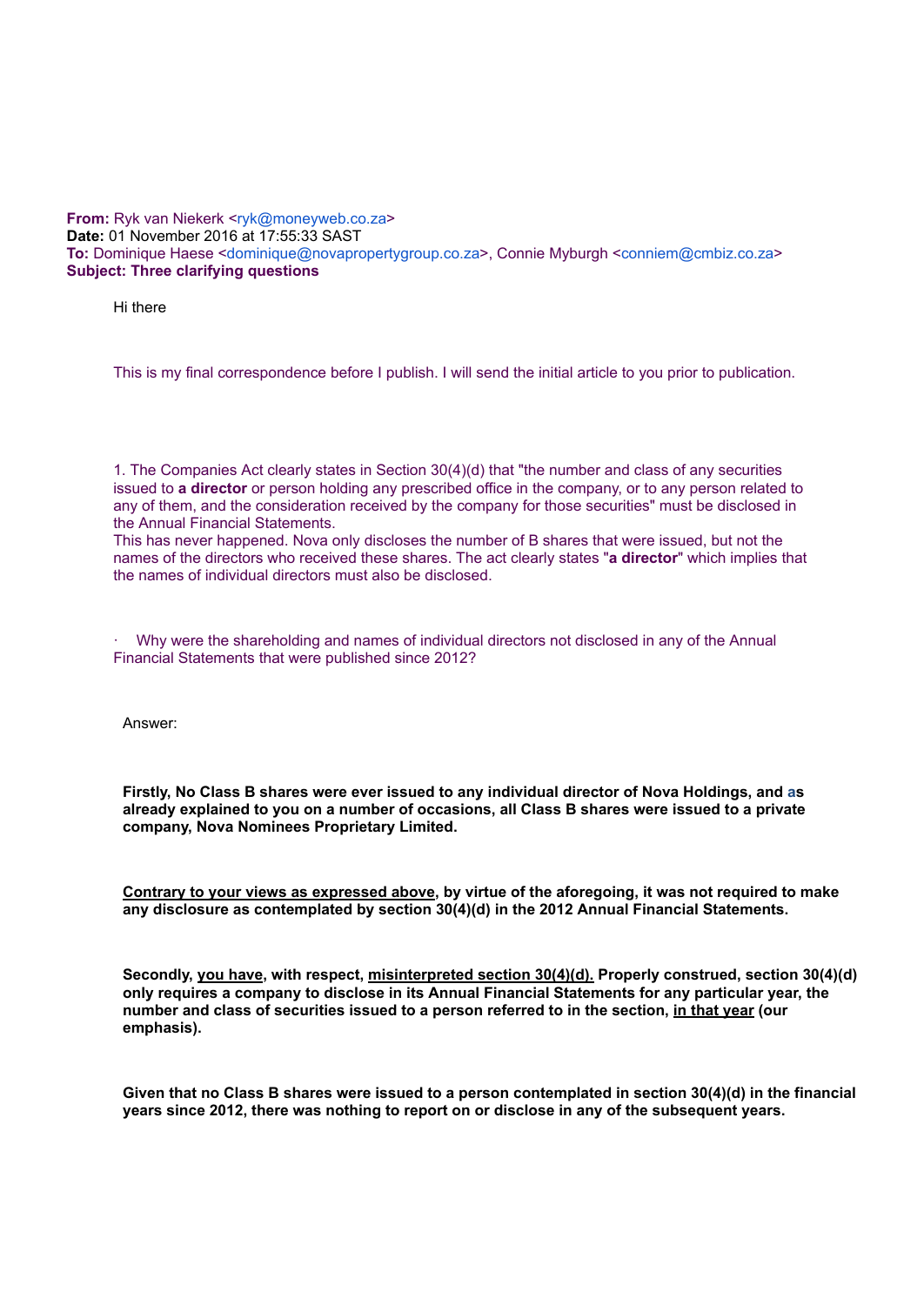**From:** Ryk van Niekerk <ryk@moneyweb.co.za>
**Date:** 01 November 2016 at 17:55:33 SAST
**To:** Dominique Haese <dominique@novapropertygroup.co.za>, Connie Myburgh <conniem@cmbiz.co.za>
**Subject: Three clarifying questions**

Hi there

This is my final correspondence before I publish. I will send the initial article to you prior to publication.

1. The Companies Act clearly states in Section 30(4)(d) that "the number and class of any securities issued to **a director** or person holding any prescribed office in the company, or to any person related to any of them, and the consideration received by the company for those securities" must be disclosed in the Annual Financial Statements.
This has never happened. Nova only discloses the number of B shares that were issued, but not the names of the directors who received these shares. The act clearly states "**a director**" which implies that the names of individual directors must also be disclosed.

· Why were the shareholding and names of individual directors not disclosed in any of the Annual Financial Statements that were published since 2012?

Answer:

**Firstly, No Class B shares were ever issued to any individual director of Nova Holdings, and as already explained to you on a number of occasions, all Class B shares were issued to a private company, Nova Nominees Proprietary Limited.**

**<u>Contrary to your views as expressed above</u>, by virtue of the aforegoing, it was not required to make any disclosure as contemplated by section 30(4)(d) in the 2012 Annual Financial Statements.**

**Secondly, <u>you have</u>, with respect, <u>misinterpreted section 30(4)(d).</u> Properly construed, section 30(4)(d) only requires a company to disclose in its Annual Financial Statements for any particular year, the number and class of securities issued to a person referred to in the section, <u>in that year</u> (our emphasis).**

**Given that no Class B shares were issued to a person contemplated in section 30(4)(d) in the financial years since 2012, there was nothing to report on or disclose in any of the subsequent years.**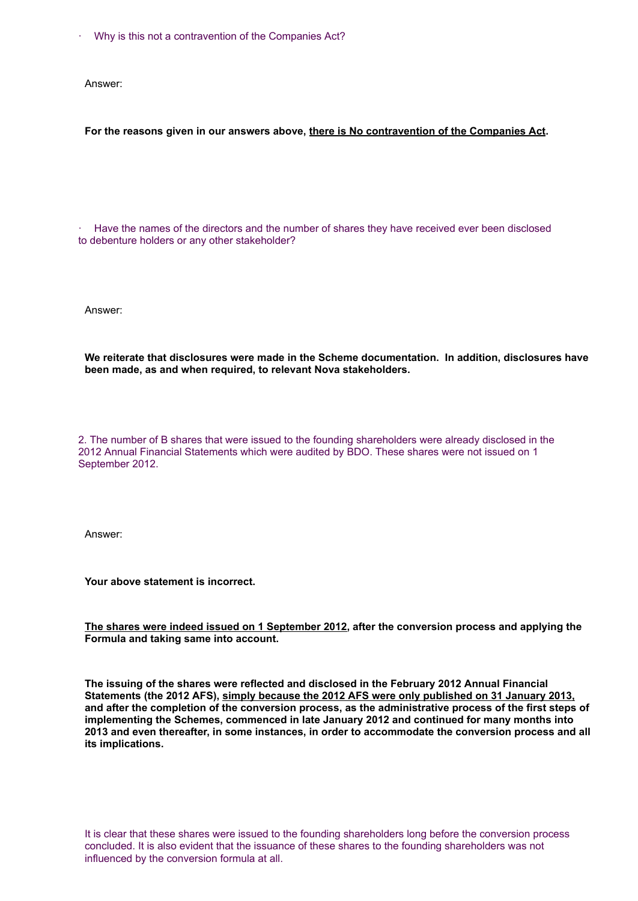· Why is this not a contravention of the Companies Act?

Answer:

**For the reasons given in our answers above, <u>there is No contravention of the Companies Act</u>.**

· Have the names of the directors and the number of shares they have received ever been disclosed to debenture holders or any other stakeholder?

Answer:

**We reiterate that disclosures were made in the Scheme documentation. In addition, disclosures have been made, as and when required, to relevant Nova stakeholders.**

2. The number of B shares that were issued to the founding shareholders were already disclosed in the 2012 Annual Financial Statements which were audited by BDO. These shares were not issued on 1 September 2012.

Answer:

**Your above statement is incorrect.**

**<u>The shares were indeed issued on 1 September 2012</u>, after the conversion process and applying the Formula and taking same into account.**

**The issuing of the shares were reflected and disclosed in the February 2012 Annual Financial Statements (the 2012 AFS), <u>simply because the 2012 AFS were only published on 31 January 2013,</u> and after the completion of the conversion process, as the administrative process of the first steps of implementing the Schemes, commenced in late January 2012 and continued for many months into 2013 and even thereafter, in some instances, in order to accommodate the conversion process and all its implications.**

It is clear that these shares were issued to the founding shareholders long before the conversion process concluded. It is also evident that the issuance of these shares to the founding shareholders was not influenced by the conversion formula at all.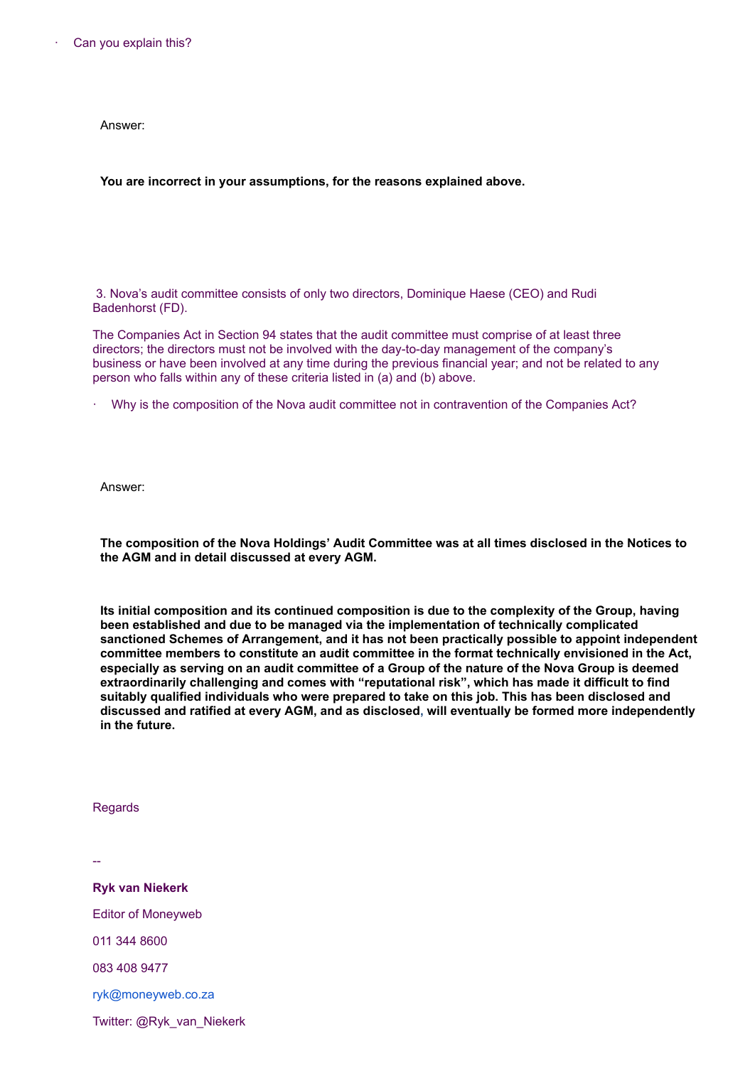- Can you explain this?

Answer:

**You are incorrect in your assumptions, for the reasons explained above.**

3. Nova's audit committee consists of only two directors, Dominique Haese (CEO) and Rudi Badenhorst (FD).

The Companies Act in Section 94 states that the audit committee must comprise of at least three directors; the directors must not be involved with the day-to-day management of the company's business or have been involved at any time during the previous financial year; and not be related to any person who falls within any of these criteria listed in (a) and (b) above.

- Why is the composition of the Nova audit committee not in contravention of the Companies Act?

Answer:

**The composition of the Nova Holdings' Audit Committee was at all times disclosed in the Notices to the AGM and in detail discussed at every AGM.**

**Its initial composition and its continued composition is due to the complexity of the Group, having been established and due to be managed via the implementation of technically complicated sanctioned Schemes of Arrangement, and it has not been practically possible to appoint independent committee members to constitute an audit committee in the format technically envisioned in the Act, especially as serving on an audit committee of a Group of the nature of the Nova Group is deemed extraordinarily challenging and comes with "reputational risk", which has made it difficult to find suitably qualified individuals who were prepared to take on this job. This has been disclosed and discussed and ratified at every AGM, and as disclosed, will eventually be formed more independently in the future.**

Regards

--

**Ryk van Niekerk**

Editor of Moneyweb

011 344 8600

083 408 9477

ryk@moneyweb.co.za

Twitter: @Ryk_van_Niekerk